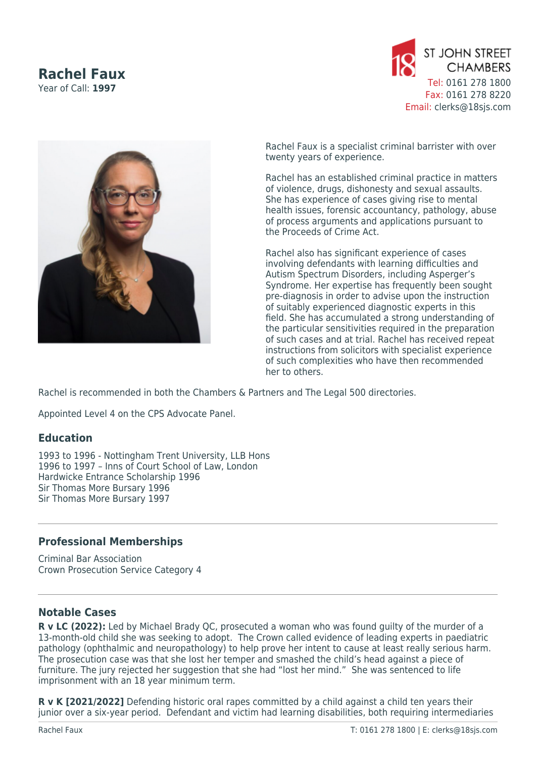# Rachel Faux

Year of Call: **1997**

ST JOHN STREET CHAMBERS
Tel: 0161 278 1800
Fax: 0161 278 8220
Email: clerks@18sjs.com

Rachel Faux is a specialist criminal barrister with over twenty years of experience.

Rachel has an established criminal practice in matters of violence, drugs, dishonesty and sexual assaults. She has experience of cases giving rise to mental health issues, forensic accountancy, pathology, abuse of process arguments and applications pursuant to the Proceeds of Crime Act.

Rachel also has significant experience of cases involving defendants with learning difficulties and Autism Spectrum Disorders, including Asperger's Syndrome. Her expertise has frequently been sought pre-diagnosis in order to advise upon the instruction of suitably experienced diagnostic experts in this field. She has accumulated a strong understanding of the particular sensitivities required in the preparation of such cases and at trial. Rachel has received repeat instructions from solicitors with specialist experience of such complexities who have then recommended her to others.

Rachel is recommended in both the Chambers & Partners and The Legal 500 directories.

Appointed Level 4 on the CPS Advocate Panel.

## Education

1993 to 1996 - Nottingham Trent University, LLB Hons
1996 to 1997 – Inns of Court School of Law, London
Hardwicke Entrance Scholarship 1996
Sir Thomas More Bursary 1996
Sir Thomas More Bursary 1997

---

## Professional Memberships

Criminal Bar Association
Crown Prosecution Service Category 4

---

## Notable Cases

**R v LC (2022):** Led by Michael Brady QC, prosecuted a woman who was found guilty of the murder of a 13-month-old child she was seeking to adopt. The Crown called evidence of leading experts in paediatric pathology (ophthalmic and neuropathology) to help prove her intent to cause at least really serious harm. The prosecution case was that she lost her temper and smashed the child's head against a piece of furniture. The jury rejected her suggestion that she had "lost her mind." She was sentenced to life imprisonment with an 18 year minimum term.

**R v K [2021/2022]** Defending historic oral rapes committed by a child against a child ten years their junior over a six-year period. Defendant and victim had learning disabilities, both requiring intermediaries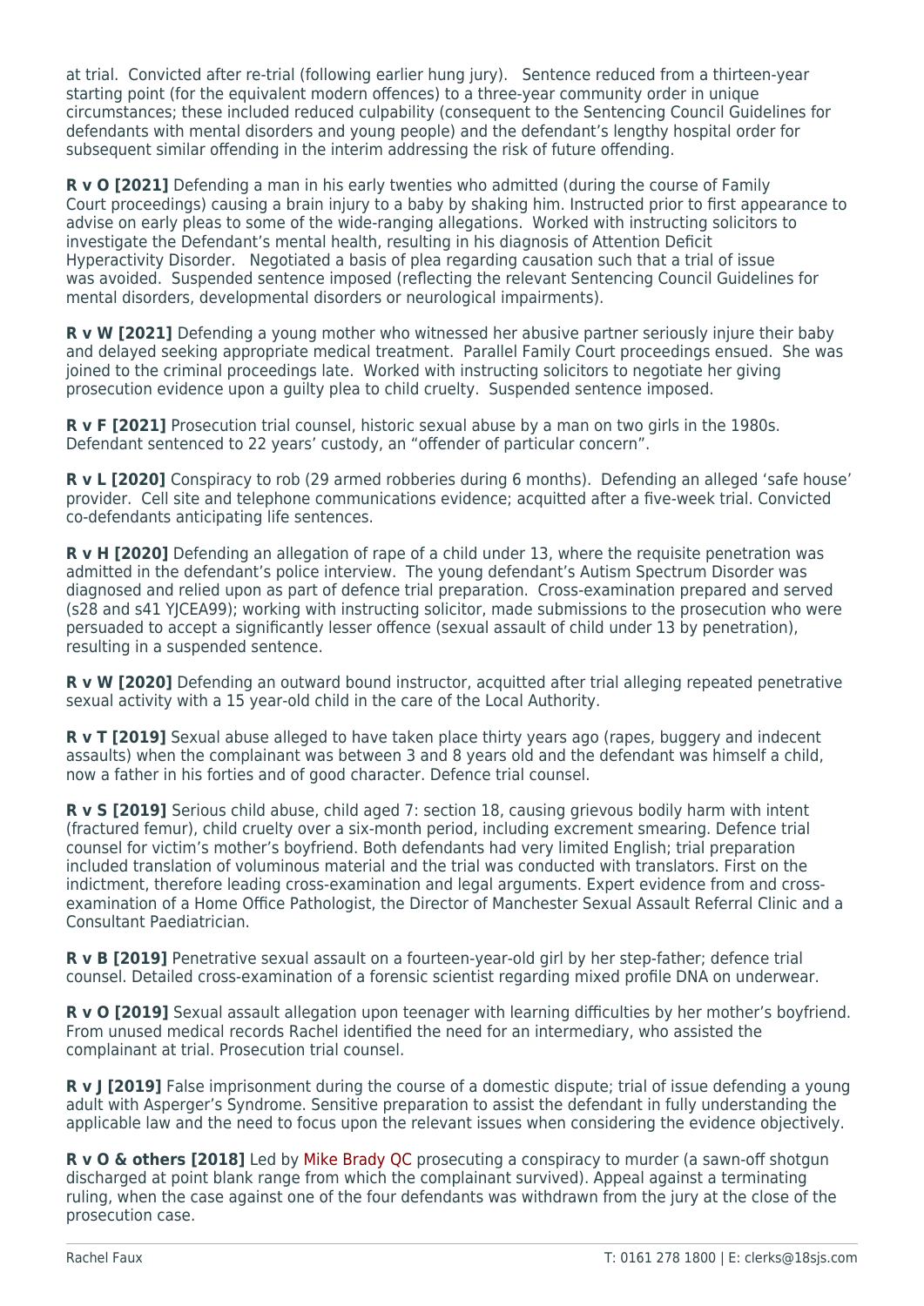at trial. Convicted after re-trial (following earlier hung jury). Sentence reduced from a thirteen-year starting point (for the equivalent modern offences) to a three-year community order in unique circumstances; these included reduced culpability (consequent to the Sentencing Council Guidelines for defendants with mental disorders and young people) and the defendant's lengthy hospital order for subsequent similar offending in the interim addressing the risk of future offending.

**R v O [2021]** Defending a man in his early twenties who admitted (during the course of Family Court proceedings) causing a brain injury to a baby by shaking him. Instructed prior to first appearance to advise on early pleas to some of the wide-ranging allegations. Worked with instructing solicitors to investigate the Defendant's mental health, resulting in his diagnosis of Attention Deficit Hyperactivity Disorder. Negotiated a basis of plea regarding causation such that a trial of issue was avoided. Suspended sentence imposed (reflecting the relevant Sentencing Council Guidelines for mental disorders, developmental disorders or neurological impairments).

**R v W [2021]** Defending a young mother who witnessed her abusive partner seriously injure their baby and delayed seeking appropriate medical treatment. Parallel Family Court proceedings ensued. She was joined to the criminal proceedings late. Worked with instructing solicitors to negotiate her giving prosecution evidence upon a guilty plea to child cruelty. Suspended sentence imposed.

**R v F [2021]** Prosecution trial counsel, historic sexual abuse by a man on two girls in the 1980s. Defendant sentenced to 22 years' custody, an "offender of particular concern".

**R v L [2020]** Conspiracy to rob (29 armed robberies during 6 months). Defending an alleged 'safe house' provider. Cell site and telephone communications evidence; acquitted after a five-week trial. Convicted co-defendants anticipating life sentences.

**R v H [2020]** Defending an allegation of rape of a child under 13, where the requisite penetration was admitted in the defendant's police interview. The young defendant's Autism Spectrum Disorder was diagnosed and relied upon as part of defence trial preparation. Cross-examination prepared and served (s28 and s41 YJCEA99); working with instructing solicitor, made submissions to the prosecution who were persuaded to accept a significantly lesser offence (sexual assault of child under 13 by penetration), resulting in a suspended sentence.

**R v W [2020]** Defending an outward bound instructor, acquitted after trial alleging repeated penetrative sexual activity with a 15 year-old child in the care of the Local Authority.

**R v T [2019]** Sexual abuse alleged to have taken place thirty years ago (rapes, buggery and indecent assaults) when the complainant was between 3 and 8 years old and the defendant was himself a child, now a father in his forties and of good character. Defence trial counsel.

**R v S [2019]** Serious child abuse, child aged 7: section 18, causing grievous bodily harm with intent (fractured femur), child cruelty over a six-month period, including excrement smearing. Defence trial counsel for victim's mother's boyfriend. Both defendants had very limited English; trial preparation included translation of voluminous material and the trial was conducted with translators. First on the indictment, therefore leading cross-examination and legal arguments. Expert evidence from and cross-examination of a Home Office Pathologist, the Director of Manchester Sexual Assault Referral Clinic and a Consultant Paediatrician.

**R v B [2019]** Penetrative sexual assault on a fourteen-year-old girl by her step-father; defence trial counsel. Detailed cross-examination of a forensic scientist regarding mixed profile DNA on underwear.

**R v O [2019]** Sexual assault allegation upon teenager with learning difficulties by her mother's boyfriend. From unused medical records Rachel identified the need for an intermediary, who assisted the complainant at trial. Prosecution trial counsel.

**R v J [2019]** False imprisonment during the course of a domestic dispute; trial of issue defending a young adult with Asperger's Syndrome. Sensitive preparation to assist the defendant in fully understanding the applicable law and the need to focus upon the relevant issues when considering the evidence objectively.

**R v O & others [2018]** Led by Mike Brady QC prosecuting a conspiracy to murder (a sawn-off shotgun discharged at point blank range from which the complainant survived). Appeal against a terminating ruling, when the case against one of the four defendants was withdrawn from the jury at the close of the prosecution case.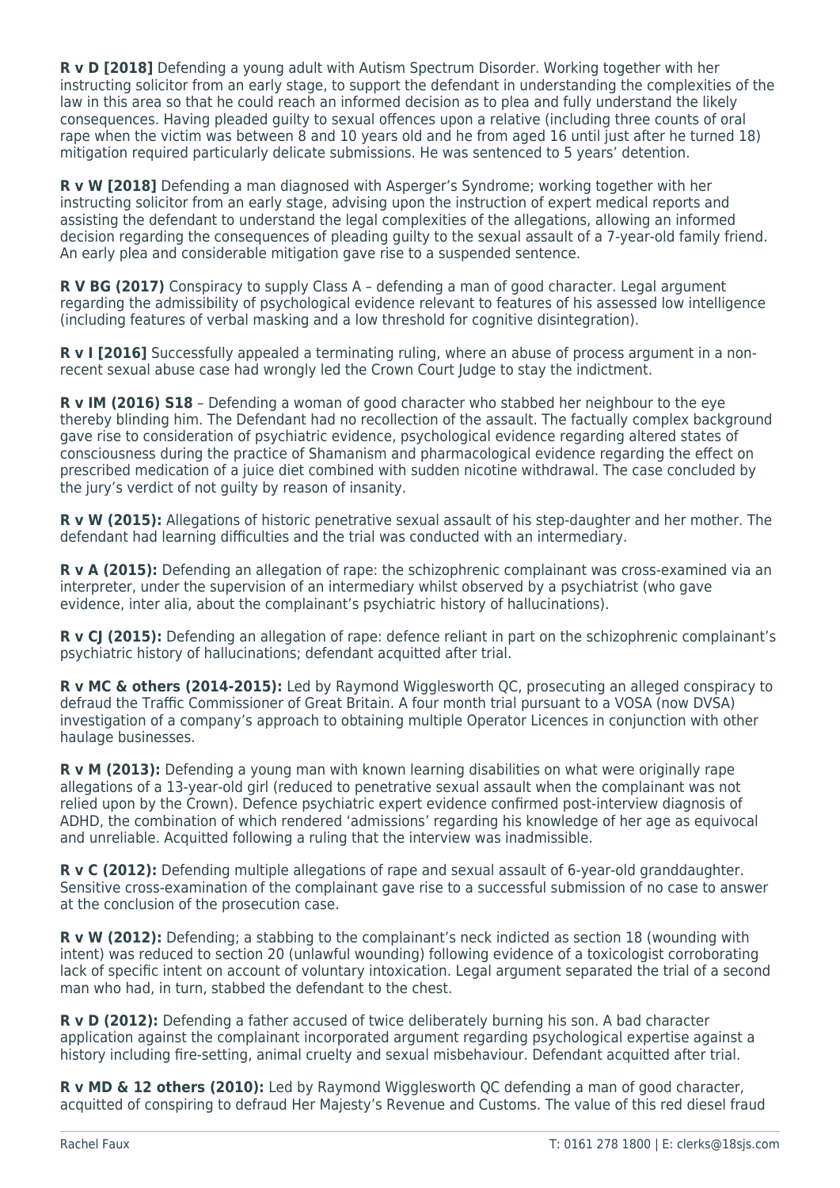**R v D [2018]** Defending a young adult with Autism Spectrum Disorder. Working together with her instructing solicitor from an early stage, to support the defendant in understanding the complexities of the law in this area so that he could reach an informed decision as to plea and fully understand the likely consequences. Having pleaded guilty to sexual offences upon a relative (including three counts of oral rape when the victim was between 8 and 10 years old and he from aged 16 until just after he turned 18) mitigation required particularly delicate submissions. He was sentenced to 5 years' detention.

**R v W [2018]** Defending a man diagnosed with Asperger's Syndrome; working together with her instructing solicitor from an early stage, advising upon the instruction of expert medical reports and assisting the defendant to understand the legal complexities of the allegations, allowing an informed decision regarding the consequences of pleading guilty to the sexual assault of a 7-year-old family friend. An early plea and considerable mitigation gave rise to a suspended sentence.

**R V BG (2017)** Conspiracy to supply Class A – defending a man of good character. Legal argument regarding the admissibility of psychological evidence relevant to features of his assessed low intelligence (including features of verbal masking and a low threshold for cognitive disintegration).

**R v I [2016]** Successfully appealed a terminating ruling, where an abuse of process argument in a non-recent sexual abuse case had wrongly led the Crown Court Judge to stay the indictment.

**R v IM (2016) S18** – Defending a woman of good character who stabbed her neighbour to the eye thereby blinding him. The Defendant had no recollection of the assault. The factually complex background gave rise to consideration of psychiatric evidence, psychological evidence regarding altered states of consciousness during the practice of Shamanism and pharmacological evidence regarding the effect on prescribed medication of a juice diet combined with sudden nicotine withdrawal. The case concluded by the jury's verdict of not guilty by reason of insanity.

**R v W (2015):** Allegations of historic penetrative sexual assault of his step-daughter and her mother. The defendant had learning difficulties and the trial was conducted with an intermediary.

**R v A (2015):** Defending an allegation of rape: the schizophrenic complainant was cross-examined via an interpreter, under the supervision of an intermediary whilst observed by a psychiatrist (who gave evidence, inter alia, about the complainant's psychiatric history of hallucinations).

**R v CJ (2015):** Defending an allegation of rape: defence reliant in part on the schizophrenic complainant's psychiatric history of hallucinations; defendant acquitted after trial.

**R v MC & others (2014-2015):** Led by Raymond Wigglesworth QC, prosecuting an alleged conspiracy to defraud the Traffic Commissioner of Great Britain. A four month trial pursuant to a VOSA (now DVSA) investigation of a company's approach to obtaining multiple Operator Licences in conjunction with other haulage businesses.

**R v M (2013):** Defending a young man with known learning disabilities on what were originally rape allegations of a 13-year-old girl (reduced to penetrative sexual assault when the complainant was not relied upon by the Crown). Defence psychiatric expert evidence confirmed post-interview diagnosis of ADHD, the combination of which rendered 'admissions' regarding his knowledge of her age as equivocal and unreliable. Acquitted following a ruling that the interview was inadmissible.

**R v C (2012):** Defending multiple allegations of rape and sexual assault of 6-year-old granddaughter. Sensitive cross-examination of the complainant gave rise to a successful submission of no case to answer at the conclusion of the prosecution case.

**R v W (2012):** Defending; a stabbing to the complainant's neck indicted as section 18 (wounding with intent) was reduced to section 20 (unlawful wounding) following evidence of a toxicologist corroborating lack of specific intent on account of voluntary intoxication. Legal argument separated the trial of a second man who had, in turn, stabbed the defendant to the chest.

**R v D (2012):** Defending a father accused of twice deliberately burning his son. A bad character application against the complainant incorporated argument regarding psychological expertise against a history including fire-setting, animal cruelty and sexual misbehaviour. Defendant acquitted after trial.

**R v MD & 12 others (2010):** Led by Raymond Wigglesworth QC defending a man of good character, acquitted of conspiring to defraud Her Majesty's Revenue and Customs. The value of this red diesel fraud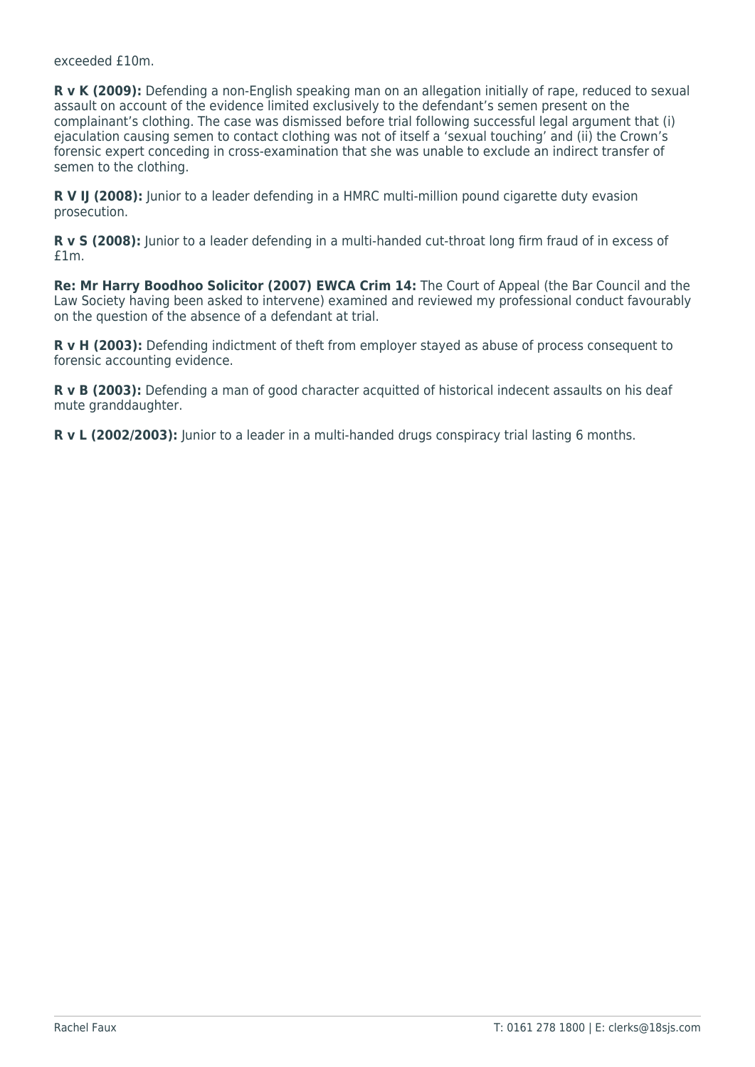exceeded £10m.

**R v K (2009):** Defending a non-English speaking man on an allegation initially of rape, reduced to sexual assault on account of the evidence limited exclusively to the defendant's semen present on the complainant's clothing. The case was dismissed before trial following successful legal argument that (i) ejaculation causing semen to contact clothing was not of itself a 'sexual touching' and (ii) the Crown's forensic expert conceding in cross-examination that she was unable to exclude an indirect transfer of semen to the clothing.

**R V IJ (2008):** Junior to a leader defending in a HMRC multi-million pound cigarette duty evasion prosecution.

**R v S (2008):** Junior to a leader defending in a multi-handed cut-throat long firm fraud of in excess of £1m.

**Re: Mr Harry Boodhoo Solicitor (2007) EWCA Crim 14:** The Court of Appeal (the Bar Council and the Law Society having been asked to intervene) examined and reviewed my professional conduct favourably on the question of the absence of a defendant at trial.

**R v H (2003):** Defending indictment of theft from employer stayed as abuse of process consequent to forensic accounting evidence.

**R v B (2003):** Defending a man of good character acquitted of historical indecent assaults on his deaf mute granddaughter.

**R v L (2002/2003):** Junior to a leader in a multi-handed drugs conspiracy trial lasting 6 months.